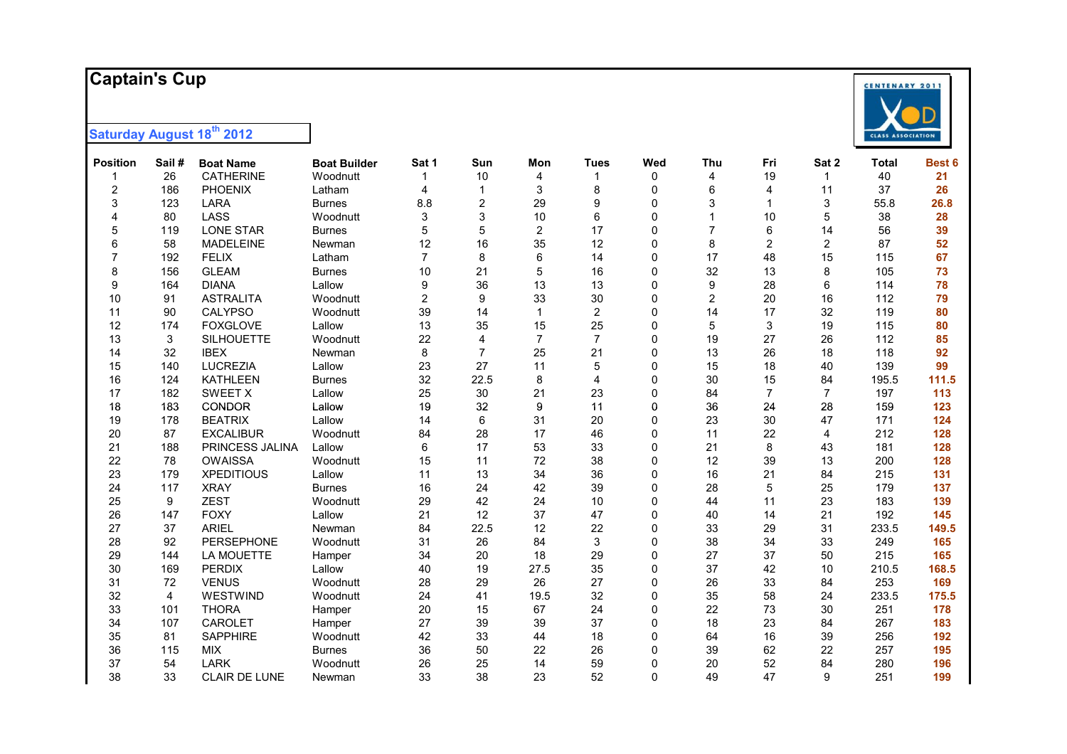# Captain's Cup

**Saturday August 18th 2012**

| Position | Sail # | Boat Name | Boat Builder | Sat 1 | Sun | Mon | Tues | Wed | Thu | Fri | Sat 2 | Total | Best 6 |
|---|---|---|---|---|---|---|---|---|---|---|---|---|---|
| 1 | 26 | CATHERINE | Woodnutt | 1 | 10 | 4 | 1 | 0 | 4 | 19 | 1 | 40 | 21 |
| 2 | 186 | PHOENIX | Latham | 4 | 1 | 3 | 8 | 0 | 6 | 4 | 11 | 37 | 26 |
| 3 | 123 | LARA | Burnes | 8.8 | 2 | 29 | 9 | 0 | 3 | 1 | 3 | 55.8 | 26.8 |
| 4 | 80 | LASS | Woodnutt | 3 | 3 | 10 | 6 | 0 | 1 | 10 | 5 | 38 | 28 |
| 5 | 119 | LONE STAR | Burnes | 5 | 5 | 2 | 17 | 0 | 7 | 6 | 14 | 56 | 39 |
| 6 | 58 | MADELEINE | Newman | 12 | 16 | 35 | 12 | 0 | 8 | 2 | 2 | 87 | 52 |
| 7 | 192 | FELIX | Latham | 7 | 8 | 6 | 14 | 0 | 17 | 48 | 15 | 115 | 67 |
| 8 | 156 | GLEAM | Burnes | 10 | 21 | 5 | 16 | 0 | 32 | 13 | 8 | 105 | 73 |
| 9 | 164 | DIANA | Lallow | 9 | 36 | 13 | 13 | 0 | 9 | 28 | 6 | 114 | 78 |
| 10 | 91 | ASTRALITA | Woodnutt | 2 | 9 | 33 | 30 | 0 | 2 | 20 | 16 | 112 | 79 |
| 11 | 90 | CALYPSO | Woodnutt | 39 | 14 | 1 | 2 | 0 | 14 | 17 | 32 | 119 | 80 |
| 12 | 174 | FOXGLOVE | Lallow | 13 | 35 | 15 | 25 | 0 | 5 | 3 | 19 | 115 | 80 |
| 13 | 3 | SILHOUETTE | Woodnutt | 22 | 4 | 7 | 7 | 0 | 19 | 27 | 26 | 112 | 85 |
| 14 | 32 | IBEX | Newman | 8 | 7 | 25 | 21 | 0 | 13 | 26 | 18 | 118 | 92 |
| 15 | 140 | LUCREZIA | Lallow | 23 | 27 | 11 | 5 | 0 | 15 | 18 | 40 | 139 | 99 |
| 16 | 124 | KATHLEEN | Burnes | 32 | 22.5 | 8 | 4 | 0 | 30 | 15 | 84 | 195.5 | 111.5 |
| 17 | 182 | SWEET X | Lallow | 25 | 30 | 21 | 23 | 0 | 84 | 7 | 7 | 197 | 113 |
| 18 | 183 | CONDOR | Lallow | 19 | 32 | 9 | 11 | 0 | 36 | 24 | 28 | 159 | 123 |
| 19 | 178 | BEATRIX | Lallow | 14 | 6 | 31 | 20 | 0 | 23 | 30 | 47 | 171 | 124 |
| 20 | 87 | EXCALIBUR | Woodnutt | 84 | 28 | 17 | 46 | 0 | 11 | 22 | 4 | 212 | 128 |
| 21 | 188 | PRINCESS JALINA | Lallow | 6 | 17 | 53 | 33 | 0 | 21 | 8 | 43 | 181 | 128 |
| 22 | 78 | OWAISSA | Woodnutt | 15 | 11 | 72 | 38 | 0 | 12 | 39 | 13 | 200 | 128 |
| 23 | 179 | XPEDITIOUS | Lallow | 11 | 13 | 34 | 36 | 0 | 16 | 21 | 84 | 215 | 131 |
| 24 | 117 | XRAY | Burnes | 16 | 24 | 42 | 39 | 0 | 28 | 5 | 25 | 179 | 137 |
| 25 | 9 | ZEST | Woodnutt | 29 | 42 | 24 | 10 | 0 | 44 | 11 | 23 | 183 | 139 |
| 26 | 147 | FOXY | Lallow | 21 | 12 | 37 | 47 | 0 | 40 | 14 | 21 | 192 | 145 |
| 27 | 37 | ARIEL | Newman | 84 | 22.5 | 12 | 22 | 0 | 33 | 29 | 31 | 233.5 | 149.5 |
| 28 | 92 | PERSEPHONE | Woodnutt | 31 | 26 | 84 | 3 | 0 | 38 | 34 | 33 | 249 | 165 |
| 29 | 144 | LA MOUETTE | Hamper | 34 | 20 | 18 | 29 | 0 | 27 | 37 | 50 | 215 | 165 |
| 30 | 169 | PERDIX | Lallow | 40 | 19 | 27.5 | 35 | 0 | 37 | 42 | 10 | 210.5 | 168.5 |
| 31 | 72 | VENUS | Woodnutt | 28 | 29 | 26 | 27 | 0 | 26 | 33 | 84 | 253 | 169 |
| 32 | 4 | WESTWIND | Woodnutt | 24 | 41 | 19.5 | 32 | 0 | 35 | 58 | 24 | 233.5 | 175.5 |
| 33 | 101 | THORA | Hamper | 20 | 15 | 67 | 24 | 0 | 22 | 73 | 30 | 251 | 178 |
| 34 | 107 | CAROLET | Hamper | 27 | 39 | 39 | 37 | 0 | 18 | 23 | 84 | 267 | 183 |
| 35 | 81 | SAPPHIRE | Woodnutt | 42 | 33 | 44 | 18 | 0 | 64 | 16 | 39 | 256 | 192 |
| 36 | 115 | MIX | Burnes | 36 | 50 | 22 | 26 | 0 | 39 | 62 | 22 | 257 | 195 |
| 37 | 54 | LARK | Woodnutt | 26 | 25 | 14 | 59 | 0 | 20 | 52 | 84 | 280 | 196 |
| 38 | 33 | CLAIR DE LUNE | Newman | 33 | 38 | 23 | 52 | 0 | 49 | 47 | 9 | 251 | 199 |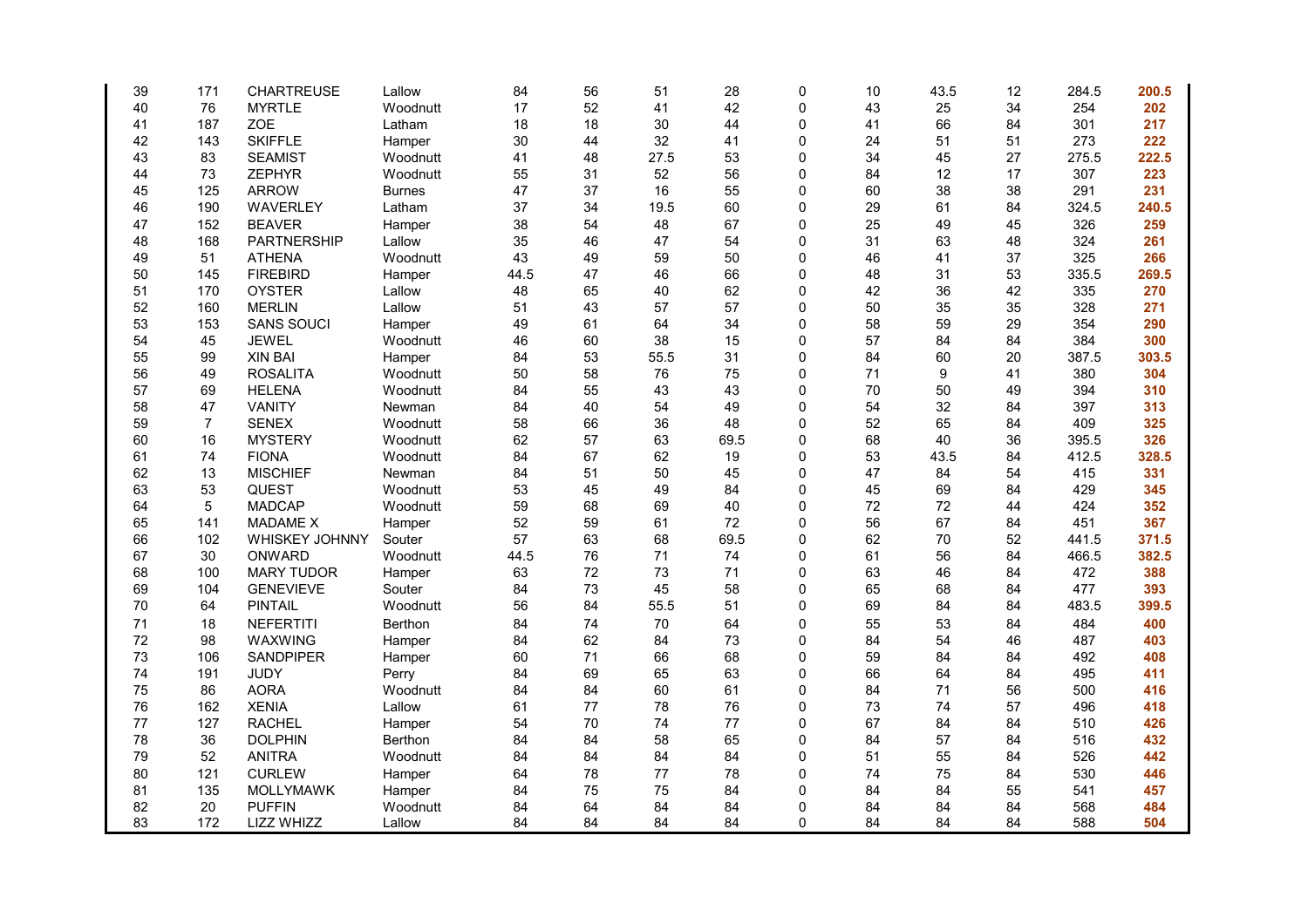| | | | | | | | | | | | | | |
|---|---|---|---|---|---|---|---|---|---|---|---|---|---|
| 39 | 171 | CHARTREUSE | Lallow | 84 | 56 | 51 | 28 | 0 | 10 | 43.5 | 12 | 284.5 | **200.5** |
| 40 | 76 | MYRTLE | Woodnutt | 17 | 52 | 41 | 42 | 0 | 43 | 25 | 34 | 254 | **202** |
| 41 | 187 | ZOE | Latham | 18 | 18 | 30 | 44 | 0 | 41 | 66 | 84 | 301 | **217** |
| 42 | 143 | SKIFFLE | Hamper | 30 | 44 | 32 | 41 | 0 | 24 | 51 | 51 | 273 | **222** |
| 43 | 83 | SEAMIST | Woodnutt | 41 | 48 | 27.5 | 53 | 0 | 34 | 45 | 27 | 275.5 | **222.5** |
| 44 | 73 | ZEPHYR | Woodnutt | 55 | 31 | 52 | 56 | 0 | 84 | 12 | 17 | 307 | **223** |
| 45 | 125 | ARROW | Burnes | 47 | 37 | 16 | 55 | 0 | 60 | 38 | 38 | 291 | **231** |
| 46 | 190 | WAVERLEY | Latham | 37 | 34 | 19.5 | 60 | 0 | 29 | 61 | 84 | 324.5 | **240.5** |
| 47 | 152 | BEAVER | Hamper | 38 | 54 | 48 | 67 | 0 | 25 | 49 | 45 | 326 | **259** |
| 48 | 168 | PARTNERSHIP | Lallow | 35 | 46 | 47 | 54 | 0 | 31 | 63 | 48 | 324 | **261** |
| 49 | 51 | ATHENA | Woodnutt | 43 | 49 | 59 | 50 | 0 | 46 | 41 | 37 | 325 | **266** |
| 50 | 145 | FIREBIRD | Hamper | 44.5 | 47 | 46 | 66 | 0 | 48 | 31 | 53 | 335.5 | **269.5** |
| 51 | 170 | OYSTER | Lallow | 48 | 65 | 40 | 62 | 0 | 42 | 36 | 42 | 335 | **270** |
| 52 | 160 | MERLIN | Lallow | 51 | 43 | 57 | 57 | 0 | 50 | 35 | 35 | 328 | **271** |
| 53 | 153 | SANS SOUCI | Hamper | 49 | 61 | 64 | 34 | 0 | 58 | 59 | 29 | 354 | **290** |
| 54 | 45 | JEWEL | Woodnutt | 46 | 60 | 38 | 15 | 0 | 57 | 84 | 84 | 384 | **300** |
| 55 | 99 | XIN BAI | Hamper | 84 | 53 | 55.5 | 31 | 0 | 84 | 60 | 20 | 387.5 | **303.5** |
| 56 | 49 | ROSALITA | Woodnutt | 50 | 58 | 76 | 75 | 0 | 71 | 9 | 41 | 380 | **304** |
| 57 | 69 | HELENA | Woodnutt | 84 | 55 | 43 | 43 | 0 | 70 | 50 | 49 | 394 | **310** |
| 58 | 47 | VANITY | Newman | 84 | 40 | 54 | 49 | 0 | 54 | 32 | 84 | 397 | **313** |
| 59 | 7 | SENEX | Woodnutt | 58 | 66 | 36 | 48 | 0 | 52 | 65 | 84 | 409 | **325** |
| 60 | 16 | MYSTERY | Woodnutt | 62 | 57 | 63 | 69.5 | 0 | 68 | 40 | 36 | 395.5 | **326** |
| 61 | 74 | FIONA | Woodnutt | 84 | 67 | 62 | 19 | 0 | 53 | 43.5 | 84 | 412.5 | **328.5** |
| 62 | 13 | MISCHIEF | Newman | 84 | 51 | 50 | 45 | 0 | 47 | 84 | 54 | 415 | **331** |
| 63 | 53 | QUEST | Woodnutt | 53 | 45 | 49 | 84 | 0 | 45 | 69 | 84 | 429 | **345** |
| 64 | 5 | MADCAP | Woodnutt | 59 | 68 | 69 | 40 | 0 | 72 | 72 | 44 | 424 | **352** |
| 65 | 141 | MADAME X | Hamper | 52 | 59 | 61 | 72 | 0 | 56 | 67 | 84 | 451 | **367** |
| 66 | 102 | WHISKEY JOHNNY | Souter | 57 | 63 | 68 | 69.5 | 0 | 62 | 70 | 52 | 441.5 | **371.5** |
| 67 | 30 | ONWARD | Woodnutt | 44.5 | 76 | 71 | 74 | 0 | 61 | 56 | 84 | 466.5 | **382.5** |
| 68 | 100 | MARY TUDOR | Hamper | 63 | 72 | 73 | 71 | 0 | 63 | 46 | 84 | 472 | **388** |
| 69 | 104 | GENEVIEVE | Souter | 84 | 73 | 45 | 58 | 0 | 65 | 68 | 84 | 477 | **393** |
| 70 | 64 | PINTAIL | Woodnutt | 56 | 84 | 55.5 | 51 | 0 | 69 | 84 | 84 | 483.5 | **399.5** |
| 71 | 18 | NEFERTITI | Berthon | 84 | 74 | 70 | 64 | 0 | 55 | 53 | 84 | 484 | **400** |
| 72 | 98 | WAXWING | Hamper | 84 | 62 | 84 | 73 | 0 | 84 | 54 | 46 | 487 | **403** |
| 73 | 106 | SANDPIPER | Hamper | 60 | 71 | 66 | 68 | 0 | 59 | 84 | 84 | 492 | **408** |
| 74 | 191 | JUDY | Perry | 84 | 69 | 65 | 63 | 0 | 66 | 64 | 84 | 495 | **411** |
| 75 | 86 | AORA | Woodnutt | 84 | 84 | 60 | 61 | 0 | 84 | 71 | 56 | 500 | **416** |
| 76 | 162 | XENIA | Lallow | 61 | 77 | 78 | 76 | 0 | 73 | 74 | 57 | 496 | **418** |
| 77 | 127 | RACHEL | Hamper | 54 | 70 | 74 | 77 | 0 | 67 | 84 | 84 | 510 | **426** |
| 78 | 36 | DOLPHIN | Berthon | 84 | 84 | 58 | 65 | 0 | 84 | 57 | 84 | 516 | **432** |
| 79 | 52 | ANITRA | Woodnutt | 84 | 84 | 84 | 84 | 0 | 51 | 55 | 84 | 526 | **442** |
| 80 | 121 | CURLEW | Hamper | 64 | 78 | 77 | 78 | 0 | 74 | 75 | 84 | 530 | **446** |
| 81 | 135 | MOLLYMAWK | Hamper | 84 | 75 | 75 | 84 | 0 | 84 | 84 | 55 | 541 | **457** |
| 82 | 20 | PUFFIN | Woodnutt | 84 | 64 | 84 | 84 | 0 | 84 | 84 | 84 | 568 | **484** |
| 83 | 172 | LIZZ WHIZZ | Lallow | 84 | 84 | 84 | 84 | 0 | 84 | 84 | 84 | 588 | **504** |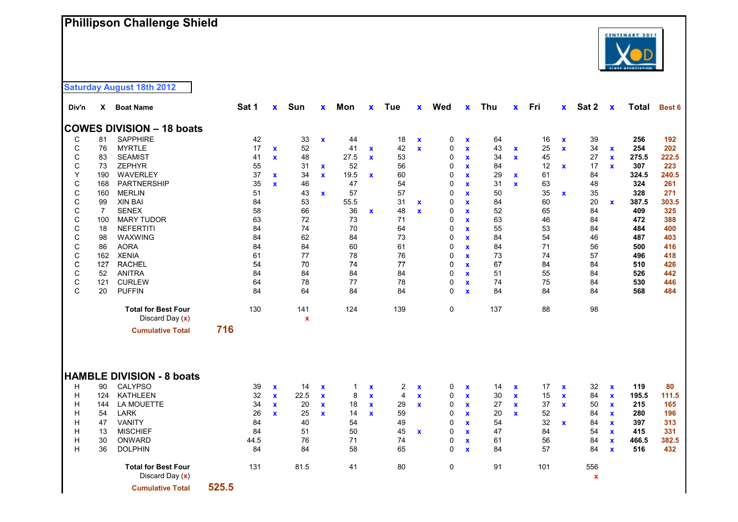# Phillipson Challenge Shield

**Saturday August 18th 2012**

| Div'n | X | Boat Name | Sat 1 | x | Sun | x | Mon | x | Tue | x | Wed | x | Thu | x | Fri | x | Sat 2 | x | Total | Best 6 |
|---|---|---|---|---|---|---|---|---|---|---|---|---|---|---|---|---|---|---|---|---|
| **COWES DIVISION – 18 boats** | | | | | | | | | | | | | | | | | | | | |
| C | 81 | SAPPHIRE | 42 | | 33 | x | 44 | | 18 | x | 0 | x | 64 | | 16 | x | 39 | | **256** | **192** |
| C | 76 | MYRTLE | 17 | x | 52 | | 41 | x | 42 | x | 0 | x | 43 | x | 25 | x | 34 | x | **254** | **202** |
| C | 83 | SEAMIST | 41 | x | 48 | | 27.5 | x | 53 | | 0 | x | 34 | x | 45 | | 27 | x | **275.5** | **222.5** |
| C | 73 | ZEPHYR | 55 | | 31 | x | 52 | | 56 | | 0 | x | 84 | | 12 | x | 17 | x | **307** | **223** |
| Y | 190 | WAVERLEY | 37 | x | 34 | x | 19.5 | x | 60 | | 0 | x | 29 | x | 61 | | 84 | | **324.5** | **240.5** |
| C | 168 | PARTNERSHIP | 35 | x | 46 | | 47 | | 54 | | 0 | x | 31 | x | 63 | | 48 | | **324** | **261** |
| C | 160 | MERLIN | 51 | | 43 | x | 57 | | 57 | | 0 | x | 50 | | 35 | x | 35 | | **328** | **271** |
| C | 99 | XIN BAI | 84 | | 53 | | 55.5 | | 31 | x | 0 | x | 84 | | 60 | | 20 | x | **387.5** | **303.5** |
| C | 7 | SENEX | 58 | | 66 | | 36 | x | 48 | x | 0 | x | 52 | | 65 | | 84 | | **409** | **325** |
| C | 100 | MARY TUDOR | 63 | | 72 | | 73 | | 71 | | 0 | x | 63 | | 46 | | 84 | | **472** | **388** |
| C | 18 | NEFERTITI | 84 | | 74 | | 70 | | 64 | | 0 | x | 55 | | 53 | | 84 | | **484** | **400** |
| C | 98 | WAXWING | 84 | | 62 | | 84 | | 73 | | 0 | x | 84 | | 54 | | 46 | | **487** | **403** |
| C | 86 | AORA | 84 | | 84 | | 60 | | 61 | | 0 | x | 84 | | 71 | | 56 | | **500** | **416** |
| C | 162 | XENIA | 61 | | 77 | | 78 | | 76 | | 0 | x | 73 | | 74 | | 57 | | **496** | **418** |
| C | 127 | RACHEL | 54 | | 70 | | 74 | | 77 | | 0 | x | 67 | | 84 | | 84 | | **510** | **426** |
| C | 52 | ANITRA | 84 | | 84 | | 84 | | 84 | | 0 | x | 51 | | 55 | | 84 | | **526** | **442** |
| C | 121 | CURLEW | 64 | | 78 | | 77 | | 78 | | 0 | x | 74 | | 75 | | 84 | | **530** | **446** |
| C | 20 | PUFFIN | 84 | | 64 | | 84 | | 84 | | 0 | x | 84 | | 84 | | 84 | | **568** | **484** |
| | | **Total for Best Four** | 130 | | 141 | | 124 | | 139 | | 0 | | 137 | | 88 | | 98 | | | |
| | | Discard Day (x) | | | x | | | | | | | | | | | | | | | |
| | | **Cumulative Total** | **716** | | | | | | | | | | | | | | | | | |
| **HAMBLE DIVISION - 8 boats** | | | | | | | | | | | | | | | | | | | | |
| H | 90 | CALYPSO | 39 | x | 14 | x | 1 | x | 2 | x | 0 | x | 14 | x | 17 | x | 32 | x | **119** | **80** |
| H | 124 | KATHLEEN | 32 | x | 22.5 | x | 8 | x | 4 | x | 0 | x | 30 | x | 15 | x | 84 | x | **195.5** | **111.5** |
| H | 144 | LA MOUETTE | 34 | x | 20 | x | 18 | x | 29 | x | 0 | x | 27 | x | 37 | x | 50 | x | **215** | **165** |
| H | 54 | LARK | 26 | x | 25 | x | 14 | x | 59 | | 0 | x | 20 | x | 52 | | 84 | x | **280** | **196** |
| H | 47 | VANITY | 84 | | 40 | | 54 | | 49 | | 0 | x | 54 | | 32 | x | 84 | x | **397** | **313** |
| H | 13 | MISCHIEF | 84 | | 51 | | 50 | | 45 | x | 0 | x | 47 | | 84 | | 54 | x | **415** | **331** |
| H | 30 | ONWARD | 44.5 | | 76 | | 71 | | 74 | | 0 | x | 61 | | 56 | | 84 | x | **466.5** | **382.5** |
| H | 36 | DOLPHIN | 84 | | 84 | | 58 | | 65 | | 0 | x | 84 | | 57 | | 84 | x | **516** | **432** |
| | | **Total for Best Four** | 131 | | 81.5 | | 41 | | 80 | | 0 | | 91 | | 101 | | 556 | | | |
| | | Discard Day (x) | | | | | | | | | | | | | | | x | | | |
| | | **Cumulative Total** | **525.5** | | | | | | | | | | | | | | | | | |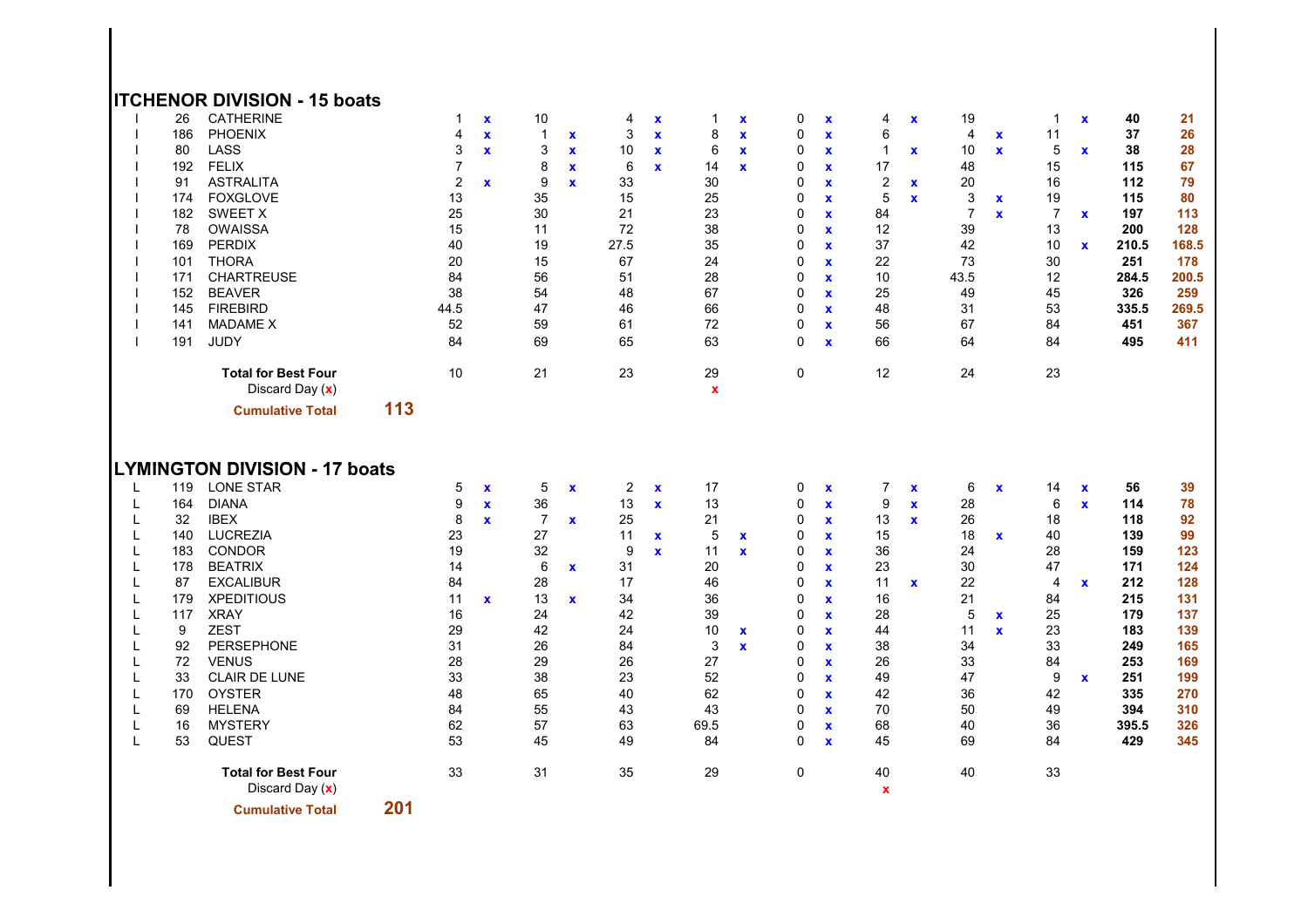## ITCHENOR DIVISION - 15 boats

| | | | | | | | | | | | | | | | | | | | |
|---|---|---|---|---|---|---|---|---|---|---|---|---|---|---|---|---|---|---|---|
| I | 26 | CATHERINE | 1 | x | 10 | | 4 | x | 1 | x | 0 | x | 4 | x | 19 | | 1 | x | **40** | **21** |
| I | 186 | PHOENIX | 4 | x | 1 | x | 3 | x | 8 | x | 0 | x | 6 | | 4 | x | 11 | | **37** | **26** |
| I | 80 | LASS | 3 | x | 3 | x | 10 | x | 6 | x | 0 | x | 1 | x | 10 | x | 5 | x | **38** | **28** |
| I | 192 | FELIX | 7 | | 8 | x | 6 | x | 14 | x | 0 | x | 17 | | 48 | | 15 | | **115** | **67** |
| I | 91 | ASTRALITA | 2 | x | 9 | x | 33 | | 30 | | 0 | x | 2 | x | 20 | | 16 | | **112** | **79** |
| I | 174 | FOXGLOVE | 13 | | 35 | | 15 | | 25 | | 0 | x | 5 | x | 3 | x | 19 | | **115** | **80** |
| I | 182 | SWEET X | 25 | | 30 | | 21 | | 23 | | 0 | x | 84 | | 7 | x | 7 | x | **197** | **113** |
| I | 78 | OWAISSA | 15 | | 11 | | 72 | | 38 | | 0 | x | 12 | | 39 | | 13 | | **200** | **128** |
| I | 169 | PERDIX | 40 | | 19 | | 27.5 | | 35 | | 0 | x | 37 | | 42 | | 10 | x | **210.5** | **168.5** |
| I | 101 | THORA | 20 | | 15 | | 67 | | 24 | | 0 | x | 22 | | 73 | | 30 | | **251** | **178** |
| I | 171 | CHARTREUSE | 84 | | 56 | | 51 | | 28 | | 0 | x | 10 | | 43.5 | | 12 | | **284.5** | **200.5** |
| I | 152 | BEAVER | 38 | | 54 | | 48 | | 67 | | 0 | x | 25 | | 49 | | 45 | | **326** | **259** |
| I | 145 | FIREBIRD | 44.5 | | 47 | | 46 | | 66 | | 0 | x | 48 | | 31 | | 53 | | **335.5** | **269.5** |
| I | 141 | MADAME X | 52 | | 59 | | 61 | | 72 | | 0 | x | 56 | | 67 | | 84 | | **451** | **367** |
| I | 191 | JUDY | 84 | | 69 | | 65 | | 63 | | 0 | x | 66 | | 64 | | 84 | | **495** | **411** |
| | | **Total for Best Four** | 10 | | 21 | | 23 | | 29 | | 0 | | 12 | | 24 | | 23 | | | |
| | | Discard Day (x) | | | | | | | x | | | | | | | | | | | |
| | | **Cumulative Total** | **113** | | | | | | | | | | | | | | | | | |

## LYMINGTON DIVISION - 17 boats

| | | | | | | | | | | | | | | | | | | | |
|---|---|---|---|---|---|---|---|---|---|---|---|---|---|---|---|---|---|---|---|
| L | 119 | LONE STAR | 5 | x | 5 | x | 2 | x | 17 | | 0 | x | 7 | x | 6 | x | 14 | x | **56** | **39** |
| L | 164 | DIANA | 9 | x | 36 | | 13 | x | 13 | | 0 | x | 9 | x | 28 | | 6 | x | **114** | **78** |
| L | 32 | IBEX | 8 | x | 7 | x | 25 | | 21 | | 0 | x | 13 | x | 26 | | 18 | | **118** | **92** |
| L | 140 | LUCREZIA | 23 | | 27 | | 11 | x | 5 | x | 0 | x | 15 | | 18 | x | 40 | | **139** | **99** |
| L | 183 | CONDOR | 19 | | 32 | | 9 | x | 11 | x | 0 | x | 36 | | 24 | | 28 | | **159** | **123** |
| L | 178 | BEATRIX | 14 | | 6 | x | 31 | | 20 | | 0 | x | 23 | | 30 | | 47 | | **171** | **124** |
| L | 87 | EXCALIBUR | 84 | | 28 | | 17 | | 46 | | 0 | x | 11 | x | 22 | | 4 | x | **212** | **128** |
| L | 179 | XPEDITIOUS | 11 | x | 13 | x | 34 | | 36 | | 0 | x | 16 | | 21 | | 84 | | **215** | **131** |
| L | 117 | XRAY | 16 | | 24 | | 42 | | 39 | | 0 | x | 28 | | 5 | x | 25 | | **179** | **137** |
| L | 9 | ZEST | 29 | | 42 | | 24 | | 10 | x | 0 | x | 44 | | 11 | x | 23 | | **183** | **139** |
| L | 92 | PERSEPHONE | 31 | | 26 | | 84 | | 3 | x | 0 | x | 38 | | 34 | | 33 | | **249** | **165** |
| L | 72 | VENUS | 28 | | 29 | | 26 | | 27 | | 0 | x | 26 | | 33 | | 84 | | **253** | **169** |
| L | 33 | CLAIR DE LUNE | 33 | | 38 | | 23 | | 52 | | 0 | x | 49 | | 47 | | 9 | x | **251** | **199** |
| L | 170 | OYSTER | 48 | | 65 | | 40 | | 62 | | 0 | x | 42 | | 36 | | 42 | | **335** | **270** |
| L | 69 | HELENA | 84 | | 55 | | 43 | | 43 | | 0 | x | 70 | | 50 | | 49 | | **394** | **310** |
| L | 16 | MYSTERY | 62 | | 57 | | 63 | | 69.5 | | 0 | x | 68 | | 40 | | 36 | | **395.5** | **326** |
| L | 53 | QUEST | 53 | | 45 | | 49 | | 84 | | 0 | x | 45 | | 69 | | 84 | | **429** | **345** |
| | | **Total for Best Four** | 33 | | 31 | | 35 | | 29 | | 0 | | 40 | | 40 | | 33 | | | |
| | | Discard Day (x) | | | | | | | | | | | x | | | | | | | |
| | | **Cumulative Total** | **201** | | | | | | | | | | | | | | | | | |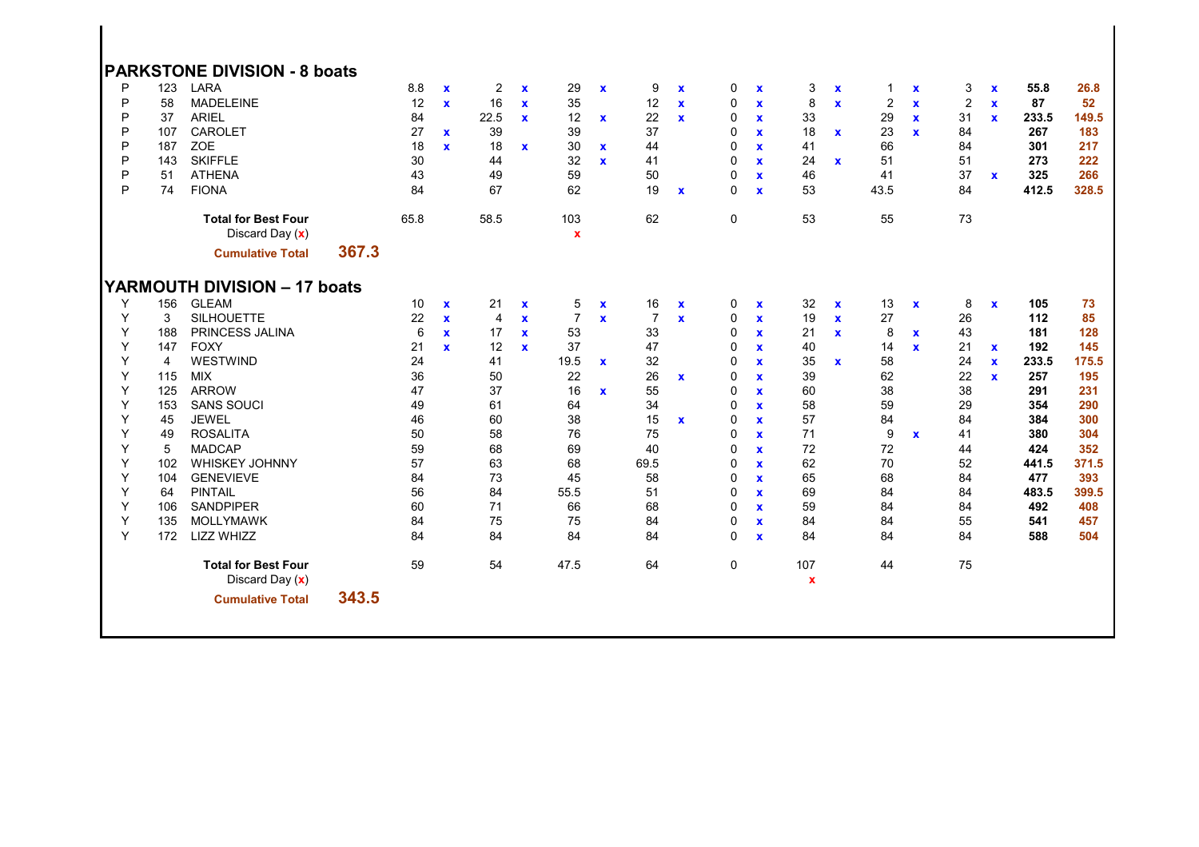## PARKSTONE DIVISION - 8 boats

| | | | | | | | | | | | | | | | | | | | | |
|---|---|---|---|---|---|---|---|---|---|---|---|---|---|---|---|---|---|---|---|---|
| P | 123 | LARA | 8.8 | x | 2 | x | 29 | x | 9 | x | 0 | x | 3 | x | 1 | x | 3 | x | 55.8 | 26.8 |
| P | 58 | MADELEINE | 12 | x | 16 | x | 35 | | 12 | x | 0 | x | 8 | x | 2 | x | 2 | x | 87 | 52 |
| P | 37 | ARIEL | 84 | | 22.5 | x | 12 | x | 22 | x | 0 | x | 33 | | 29 | x | 31 | x | 233.5 | 149.5 |
| P | 107 | CAROLET | 27 | x | 39 | | 39 | | 37 | | 0 | x | 18 | x | 23 | x | 84 | | 267 | 183 |
| P | 187 | ZOE | 18 | x | 18 | x | 30 | x | 44 | | 0 | x | 41 | | 66 | | 84 | | 301 | 217 |
| P | 143 | SKIFFLE | 30 | | 44 | | 32 | x | 41 | | 0 | x | 24 | x | 51 | | 51 | | 273 | 222 |
| P | 51 | ATHENA | 43 | | 49 | | 59 | | 50 | | 0 | x | 46 | | 41 | | 37 | x | 325 | 266 |
| P | 74 | FIONA | 84 | | 67 | | 62 | | 19 | x | 0 | x | 53 | | 43.5 | | 84 | | 412.5 | 328.5 |
| | | **Total for Best Four** | 65.8 | | 58.5 | | 103 | | 62 | | 0 | | 53 | | 55 | | 73 | | | |
| | | Discard Day (x) | | | | | x | | | | | | | | | | | | | |
| | | **Cumulative Total** | **367.3** | | | | | | | | | | | | | | | | | |

## YARMOUTH DIVISION – 17 boats

| | | | | | | | | | | | | | | | | | | | | |
|---|---|---|---|---|---|---|---|---|---|---|---|---|---|---|---|---|---|---|---|---|
| Y | 156 | GLEAM | 10 | x | 21 | x | 5 | x | 16 | x | 0 | x | 32 | x | 13 | x | 8 | x | 105 | 73 |
| Y | 3 | SILHOUETTE | 22 | x | 4 | x | 7 | x | 7 | x | 0 | x | 19 | x | 27 | | 26 | | 112 | 85 |
| Y | 188 | PRINCESS JALINA | 6 | x | 17 | x | 53 | | 33 | | 0 | x | 21 | x | 8 | x | 43 | | 181 | 128 |
| Y | 147 | FOXY | 21 | x | 12 | x | 37 | | 47 | | 0 | x | 40 | | 14 | x | 21 | x | 192 | 145 |
| Y | 4 | WESTWIND | 24 | | 41 | | 19.5 | x | 32 | | 0 | x | 35 | x | 58 | | 24 | x | 233.5 | 175.5 |
| Y | 115 | MIX | 36 | | 50 | | 22 | | 26 | x | 0 | x | 39 | | 62 | | 22 | x | 257 | 195 |
| Y | 125 | ARROW | 47 | | 37 | | 16 | x | 55 | | 0 | x | 60 | | 38 | | 38 | | 291 | 231 |
| Y | 153 | SANS SOUCI | 49 | | 61 | | 64 | | 34 | | 0 | x | 58 | | 59 | | 29 | | 354 | 290 |
| Y | 45 | JEWEL | 46 | | 60 | | 38 | | 15 | x | 0 | x | 57 | | 84 | | 84 | | 384 | 300 |
| Y | 49 | ROSALITA | 50 | | 58 | | 76 | | 75 | | 0 | x | 71 | | 9 | x | 41 | | 380 | 304 |
| Y | 5 | MADCAP | 59 | | 68 | | 69 | | 40 | | 0 | x | 72 | | 72 | | 44 | | 424 | 352 |
| Y | 102 | WHISKEY JOHNNY | 57 | | 63 | | 68 | | 69.5 | | 0 | x | 62 | | 70 | | 52 | | 441.5 | 371.5 |
| Y | 104 | GENEVIEVE | 84 | | 73 | | 45 | | 58 | | 0 | x | 65 | | 68 | | 84 | | 477 | 393 |
| Y | 64 | PINTAIL | 56 | | 84 | | 55.5 | | 51 | | 0 | x | 69 | | 84 | | 84 | | 483.5 | 399.5 |
| Y | 106 | SANDPIPER | 60 | | 71 | | 66 | | 68 | | 0 | x | 59 | | 84 | | 84 | | 492 | 408 |
| Y | 135 | MOLLYMAWK | 84 | | 75 | | 75 | | 84 | | 0 | x | 84 | | 84 | | 55 | | 541 | 457 |
| Y | 172 | LIZZ WHIZZ | 84 | | 84 | | 84 | | 84 | | 0 | x | 84 | | 84 | | 84 | | 588 | 504 |
| | | **Total for Best Four** | 59 | | 54 | | 47.5 | | 64 | | 0 | | 107 | | 44 | | 75 | | | |
| | | Discard Day (x) | | | | | | | | | | | x | | | | | | | |
| | | **Cumulative Total** | **343.5** | | | | | | | | | | | | | | | | | |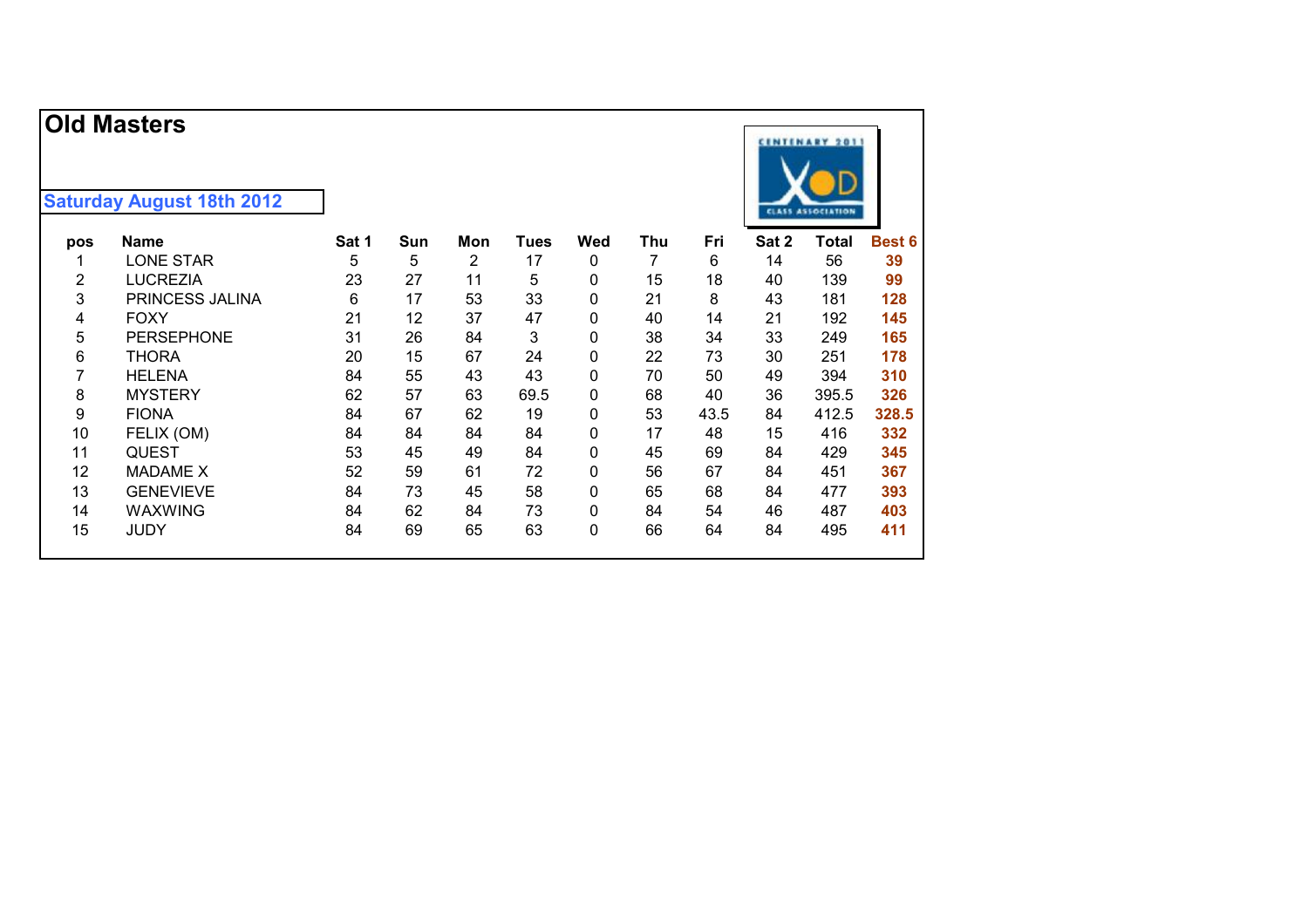# Old Masters

**Saturday August 18th 2012**

| pos | Name | Sat 1 | Sun | Mon | Tues | Wed | Thu | Fri | Sat 2 | Total | Best 6 |
|---|---|---|---|---|---|---|---|---|---|---|---|
| 1 | LONE STAR | 5 | 5 | 2 | 17 | 0 | 7 | 6 | 14 | 56 | **39** |
| 2 | LUCREZIA | 23 | 27 | 11 | 5 | 0 | 15 | 18 | 40 | 139 | **99** |
| 3 | PRINCESS JALINA | 6 | 17 | 53 | 33 | 0 | 21 | 8 | 43 | 181 | **128** |
| 4 | FOXY | 21 | 12 | 37 | 47 | 0 | 40 | 14 | 21 | 192 | **145** |
| 5 | PERSEPHONE | 31 | 26 | 84 | 3 | 0 | 38 | 34 | 33 | 249 | **165** |
| 6 | THORA | 20 | 15 | 67 | 24 | 0 | 22 | 73 | 30 | 251 | **178** |
| 7 | HELENA | 84 | 55 | 43 | 43 | 0 | 70 | 50 | 49 | 394 | **310** |
| 8 | MYSTERY | 62 | 57 | 63 | 69.5 | 0 | 68 | 40 | 36 | 395.5 | **326** |
| 9 | FIONA | 84 | 67 | 62 | 19 | 0 | 53 | 43.5 | 84 | 412.5 | **328.5** |
| 10 | FELIX (OM) | 84 | 84 | 84 | 84 | 0 | 17 | 48 | 15 | 416 | **332** |
| 11 | QUEST | 53 | 45 | 49 | 84 | 0 | 45 | 69 | 84 | 429 | **345** |
| 12 | MADAME X | 52 | 59 | 61 | 72 | 0 | 56 | 67 | 84 | 451 | **367** |
| 13 | GENEVIEVE | 84 | 73 | 45 | 58 | 0 | 65 | 68 | 84 | 477 | **393** |
| 14 | WAXWING | 84 | 62 | 84 | 73 | 0 | 84 | 54 | 46 | 487 | **403** |
| 15 | JUDY | 84 | 69 | 65 | 63 | 0 | 66 | 64 | 84 | 495 | **411** |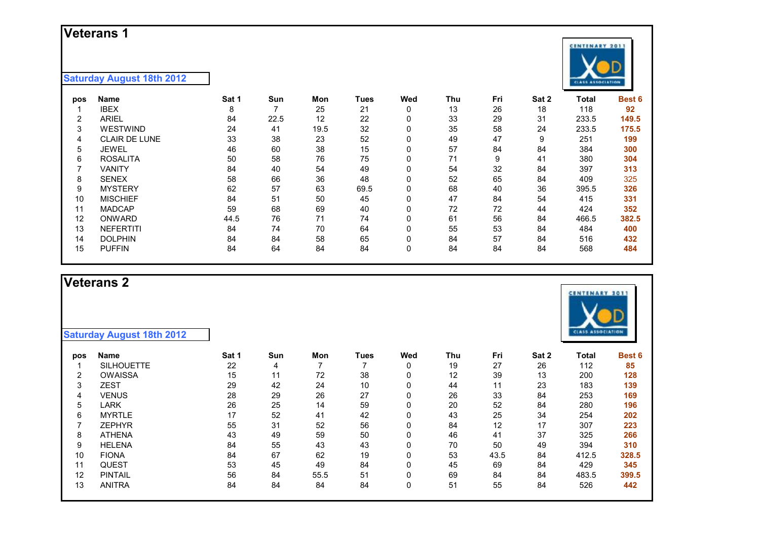## Veterans 1

**Saturday August 18th 2012**

| pos | Name | Sat 1 | Sun | Mon | Tues | Wed | Thu | Fri | Sat 2 | Total | Best 6 |
|---|---|---|---|---|---|---|---|---|---|---|---|
| 1 | IBEX | 8 | 7 | 25 | 21 | 0 | 13 | 26 | 18 | 118 | 92 |
| 2 | ARIEL | 84 | 22.5 | 12 | 22 | 0 | 33 | 29 | 31 | 233.5 | 149.5 |
| 3 | WESTWIND | 24 | 41 | 19.5 | 32 | 0 | 35 | 58 | 24 | 233.5 | 175.5 |
| 4 | CLAIR DE LUNE | 33 | 38 | 23 | 52 | 0 | 49 | 47 | 9 | 251 | 199 |
| 5 | JEWEL | 46 | 60 | 38 | 15 | 0 | 57 | 84 | 84 | 384 | 300 |
| 6 | ROSALITA | 50 | 58 | 76 | 75 | 0 | 71 | 9 | 41 | 380 | 304 |
| 7 | VANITY | 84 | 40 | 54 | 49 | 0 | 54 | 32 | 84 | 397 | 313 |
| 8 | SENEX | 58 | 66 | 36 | 48 | 0 | 52 | 65 | 84 | 409 | 325 |
| 9 | MYSTERY | 62 | 57 | 63 | 69.5 | 0 | 68 | 40 | 36 | 395.5 | 326 |
| 10 | MISCHIEF | 84 | 51 | 50 | 45 | 0 | 47 | 84 | 54 | 415 | 331 |
| 11 | MADCAP | 59 | 68 | 69 | 40 | 0 | 72 | 72 | 44 | 424 | 352 |
| 12 | ONWARD | 44.5 | 76 | 71 | 74 | 0 | 61 | 56 | 84 | 466.5 | 382.5 |
| 13 | NEFERTITI | 84 | 74 | 70 | 64 | 0 | 55 | 53 | 84 | 484 | 400 |
| 14 | DOLPHIN | 84 | 84 | 58 | 65 | 0 | 84 | 57 | 84 | 516 | 432 |
| 15 | PUFFIN | 84 | 64 | 84 | 84 | 0 | 84 | 84 | 84 | 568 | 484 |

## Veterans 2

**Saturday August 18th 2012**

| pos | Name | Sat 1 | Sun | Mon | Tues | Wed | Thu | Fri | Sat 2 | Total | Best 6 |
|---|---|---|---|---|---|---|---|---|---|---|---|
| 1 | SILHOUETTE | 22 | 4 | 7 | 7 | 0 | 19 | 27 | 26 | 112 | 85 |
| 2 | OWAISSA | 15 | 11 | 72 | 38 | 0 | 12 | 39 | 13 | 200 | 128 |
| 3 | ZEST | 29 | 42 | 24 | 10 | 0 | 44 | 11 | 23 | 183 | 139 |
| 4 | VENUS | 28 | 29 | 26 | 27 | 0 | 26 | 33 | 84 | 253 | 169 |
| 5 | LARK | 26 | 25 | 14 | 59 | 0 | 20 | 52 | 84 | 280 | 196 |
| 6 | MYRTLE | 17 | 52 | 41 | 42 | 0 | 43 | 25 | 34 | 254 | 202 |
| 7 | ZEPHYR | 55 | 31 | 52 | 56 | 0 | 84 | 12 | 17 | 307 | 223 |
| 8 | ATHENA | 43 | 49 | 59 | 50 | 0 | 46 | 41 | 37 | 325 | 266 |
| 9 | HELENA | 84 | 55 | 43 | 43 | 0 | 70 | 50 | 49 | 394 | 310 |
| 10 | FIONA | 84 | 67 | 62 | 19 | 0 | 53 | 43.5 | 84 | 412.5 | 328.5 |
| 11 | QUEST | 53 | 45 | 49 | 84 | 0 | 45 | 69 | 84 | 429 | 345 |
| 12 | PINTAIL | 56 | 84 | 55.5 | 51 | 0 | 69 | 84 | 84 | 483.5 | 399.5 |
| 13 | ANITRA | 84 | 84 | 84 | 84 | 0 | 51 | 55 | 84 | 526 | 442 |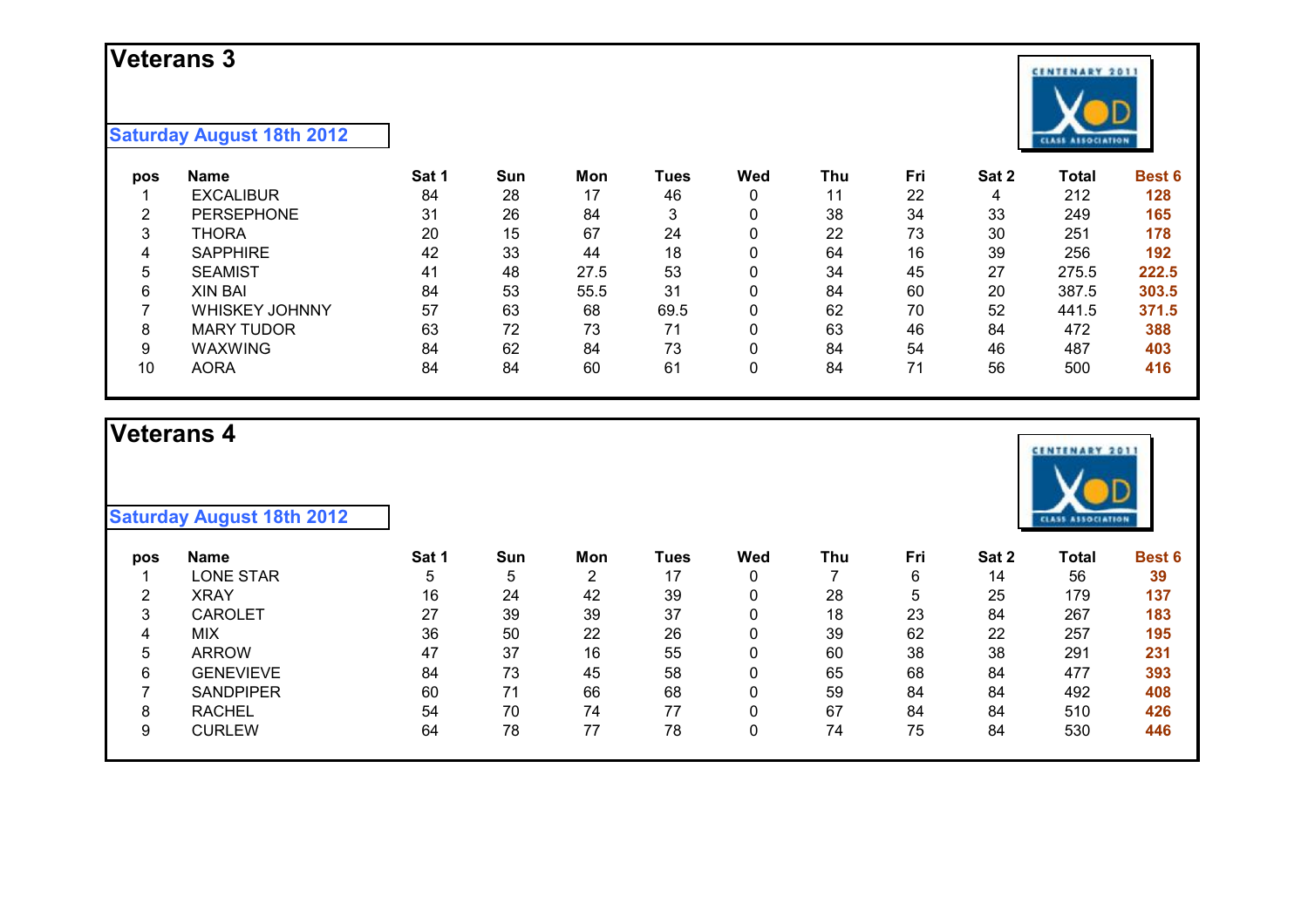## Veterans 3

**Saturday August 18th 2012**

| pos | Name | Sat 1 | Sun | Mon | Tues | Wed | Thu | Fri | Sat 2 | Total | Best 6 |
|---|---|---|---|---|---|---|---|---|---|---|---|
| 1 | EXCALIBUR | 84 | 28 | 17 | 46 | 0 | 11 | 22 | 4 | 212 | 128 |
| 2 | PERSEPHONE | 31 | 26 | 84 | 3 | 0 | 38 | 34 | 33 | 249 | 165 |
| 3 | THORA | 20 | 15 | 67 | 24 | 0 | 22 | 73 | 30 | 251 | 178 |
| 4 | SAPPHIRE | 42 | 33 | 44 | 18 | 0 | 64 | 16 | 39 | 256 | 192 |
| 5 | SEAMIST | 41 | 48 | 27.5 | 53 | 0 | 34 | 45 | 27 | 275.5 | 222.5 |
| 6 | XIN BAI | 84 | 53 | 55.5 | 31 | 0 | 84 | 60 | 20 | 387.5 | 303.5 |
| 7 | WHISKEY JOHNNY | 57 | 63 | 68 | 69.5 | 0 | 62 | 70 | 52 | 441.5 | 371.5 |
| 8 | MARY TUDOR | 63 | 72 | 73 | 71 | 0 | 63 | 46 | 84 | 472 | 388 |
| 9 | WAXWING | 84 | 62 | 84 | 73 | 0 | 84 | 54 | 46 | 487 | 403 |
| 10 | AORA | 84 | 84 | 60 | 61 | 0 | 84 | 71 | 56 | 500 | 416 |

## Veterans 4

**Saturday August 18th 2012**

| pos | Name | Sat 1 | Sun | Mon | Tues | Wed | Thu | Fri | Sat 2 | Total | Best 6 |
|---|---|---|---|---|---|---|---|---|---|---|---|
| 1 | LONE STAR | 5 | 5 | 2 | 17 | 0 | 7 | 6 | 14 | 56 | 39 |
| 2 | XRAY | 16 | 24 | 42 | 39 | 0 | 28 | 5 | 25 | 179 | 137 |
| 3 | CAROLET | 27 | 39 | 39 | 37 | 0 | 18 | 23 | 84 | 267 | 183 |
| 4 | MIX | 36 | 50 | 22 | 26 | 0 | 39 | 62 | 22 | 257 | 195 |
| 5 | ARROW | 47 | 37 | 16 | 55 | 0 | 60 | 38 | 38 | 291 | 231 |
| 6 | GENEVIEVE | 84 | 73 | 45 | 58 | 0 | 65 | 68 | 84 | 477 | 393 |
| 7 | SANDPIPER | 60 | 71 | 66 | 68 | 0 | 59 | 84 | 84 | 492 | 408 |
| 8 | RACHEL | 54 | 70 | 74 | 77 | 0 | 67 | 84 | 84 | 510 | 426 |
| 9 | CURLEW | 64 | 78 | 77 | 78 | 0 | 74 | 75 | 84 | 530 | 446 |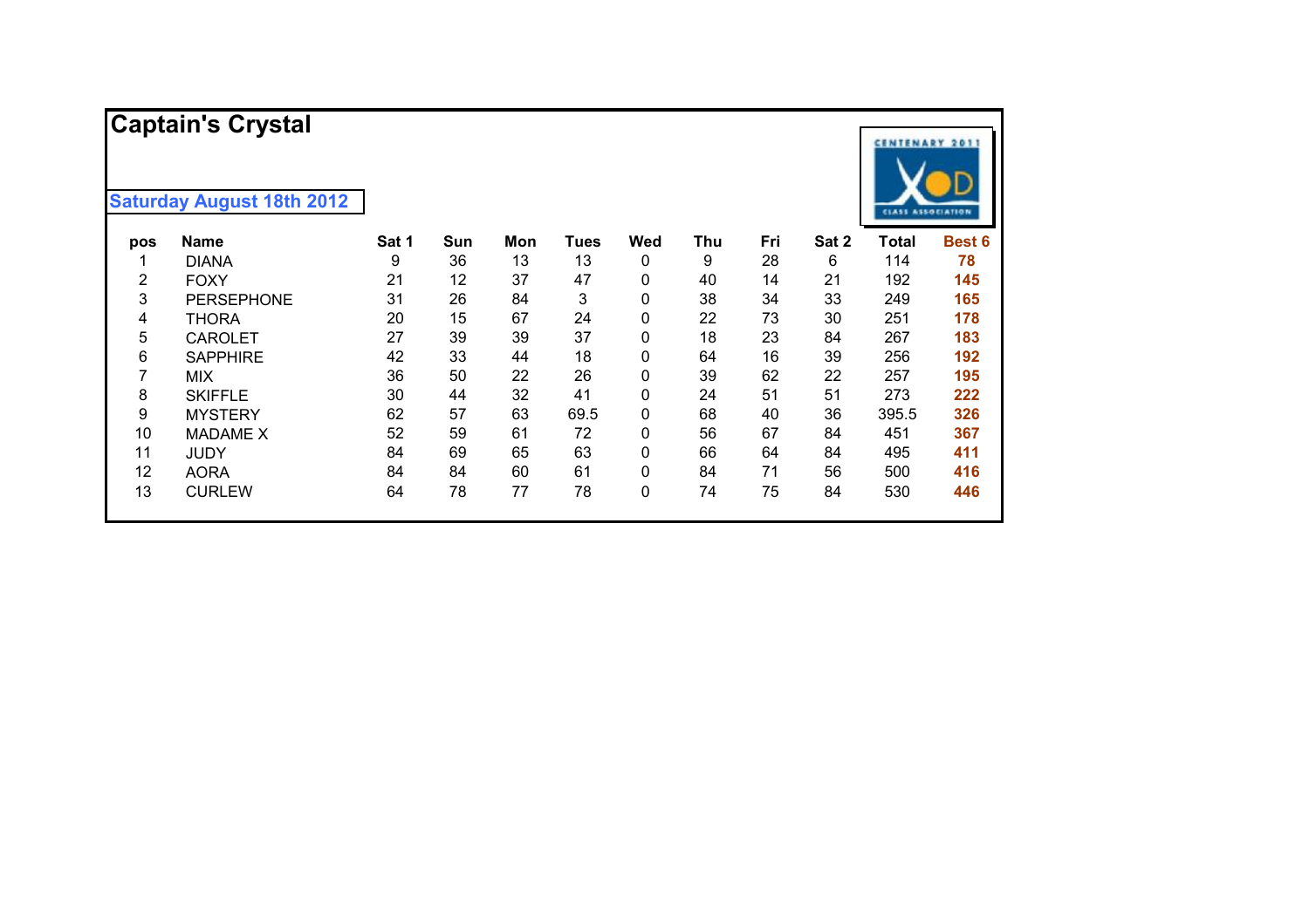# Captain's Crystal

**Saturday August 18th 2012**

| pos | Name | Sat 1 | Sun | Mon | Tues | Wed | Thu | Fri | Sat 2 | Total | Best 6 |
|---|---|---|---|---|---|---|---|---|---|---|---|
| 1 | DIANA | 9 | 36 | 13 | 13 | 0 | 9 | 28 | 6 | 114 | **78** |
| 2 | FOXY | 21 | 12 | 37 | 47 | 0 | 40 | 14 | 21 | 192 | **145** |
| 3 | PERSEPHONE | 31 | 26 | 84 | 3 | 0 | 38 | 34 | 33 | 249 | **165** |
| 4 | THORA | 20 | 15 | 67 | 24 | 0 | 22 | 73 | 30 | 251 | **178** |
| 5 | CAROLET | 27 | 39 | 39 | 37 | 0 | 18 | 23 | 84 | 267 | **183** |
| 6 | SAPPHIRE | 42 | 33 | 44 | 18 | 0 | 64 | 16 | 39 | 256 | **192** |
| 7 | MIX | 36 | 50 | 22 | 26 | 0 | 39 | 62 | 22 | 257 | **195** |
| 8 | SKIFFLE | 30 | 44 | 32 | 41 | 0 | 24 | 51 | 51 | 273 | **222** |
| 9 | MYSTERY | 62 | 57 | 63 | 69.5 | 0 | 68 | 40 | 36 | 395.5 | **326** |
| 10 | MADAME X | 52 | 59 | 61 | 72 | 0 | 56 | 67 | 84 | 451 | **367** |
| 11 | JUDY | 84 | 69 | 65 | 63 | 0 | 66 | 64 | 84 | 495 | **411** |
| 12 | AORA | 84 | 84 | 60 | 61 | 0 | 84 | 71 | 56 | 500 | **416** |
| 13 | CURLEW | 64 | 78 | 77 | 78 | 0 | 74 | 75 | 84 | 530 | **446** |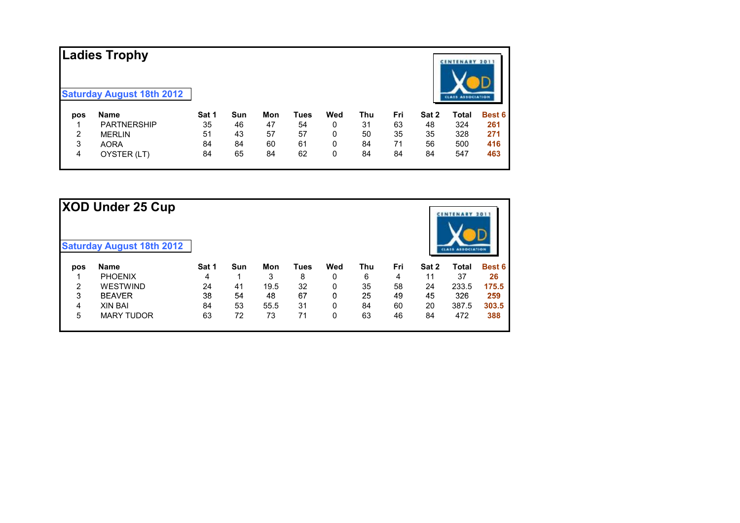## Ladies Trophy

**Saturday August 18th 2012**

| pos | Name | Sat 1 | Sun | Mon | Tues | Wed | Thu | Fri | Sat 2 | Total | Best 6 |
|---|---|---|---|---|---|---|---|---|---|---|---|
| 1 | PARTNERSHIP | 35 | 46 | 47 | 54 | 0 | 31 | 63 | 48 | 324 | **261** |
| 2 | MERLIN | 51 | 43 | 57 | 57 | 0 | 50 | 35 | 35 | 328 | **271** |
| 3 | AORA | 84 | 84 | 60 | 61 | 0 | 84 | 71 | 56 | 500 | **416** |
| 4 | OYSTER (LT) | 84 | 65 | 84 | 62 | 0 | 84 | 84 | 84 | 547 | **463** |

## XOD Under 25 Cup

**Saturday August 18th 2012**

| pos | Name | Sat 1 | Sun | Mon | Tues | Wed | Thu | Fri | Sat 2 | Total | Best 6 |
|---|---|---|---|---|---|---|---|---|---|---|---|
| 1 | PHOENIX | 4 | 1 | 3 | 8 | 0 | 6 | 4 | 11 | 37 | **26** |
| 2 | WESTWIND | 24 | 41 | 19.5 | 32 | 0 | 35 | 58 | 24 | 233.5 | **175.5** |
| 3 | BEAVER | 38 | 54 | 48 | 67 | 0 | 25 | 49 | 45 | 326 | **259** |
| 4 | XIN BAI | 84 | 53 | 55.5 | 31 | 0 | 84 | 60 | 20 | 387.5 | **303.5** |
| 5 | MARY TUDOR | 63 | 72 | 73 | 71 | 0 | 63 | 46 | 84 | 472 | **388** |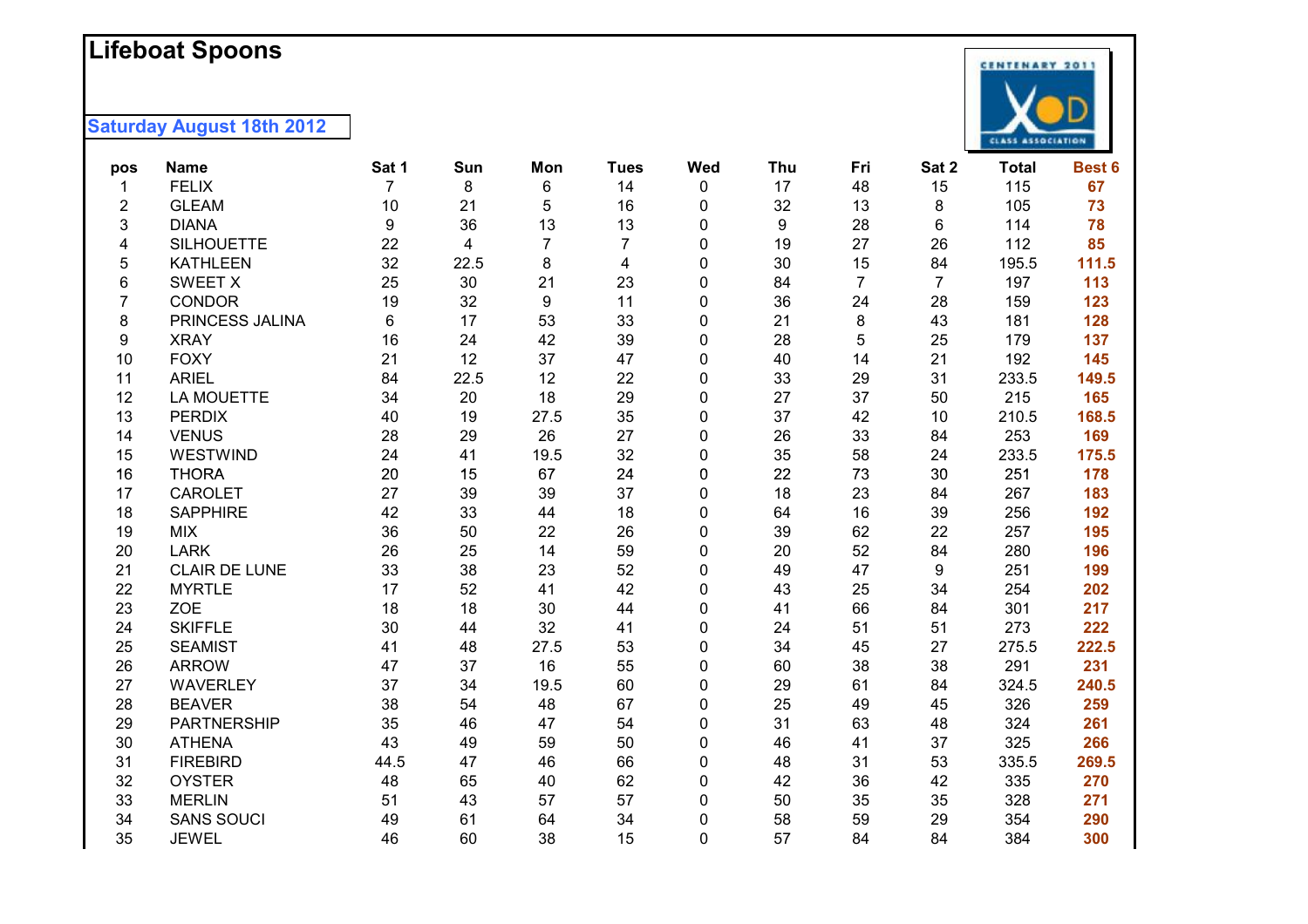# Lifeboat Spoons

**Saturday August 18th 2012**

| pos | Name | Sat 1 | Sun | Mon | Tues | Wed | Thu | Fri | Sat 2 | Total | Best 6 |
|---|---|---|---|---|---|---|---|---|---|---|---|
| 1 | FELIX | 7 | 8 | 6 | 14 | 0 | 17 | 48 | 15 | 115 | 67 |
| 2 | GLEAM | 10 | 21 | 5 | 16 | 0 | 32 | 13 | 8 | 105 | 73 |
| 3 | DIANA | 9 | 36 | 13 | 13 | 0 | 9 | 28 | 6 | 114 | 78 |
| 4 | SILHOUETTE | 22 | 4 | 7 | 7 | 0 | 19 | 27 | 26 | 112 | 85 |
| 5 | KATHLEEN | 32 | 22.5 | 8 | 4 | 0 | 30 | 15 | 84 | 195.5 | 111.5 |
| 6 | SWEET X | 25 | 30 | 21 | 23 | 0 | 84 | 7 | 7 | 197 | 113 |
| 7 | CONDOR | 19 | 32 | 9 | 11 | 0 | 36 | 24 | 28 | 159 | 123 |
| 8 | PRINCESS JALINA | 6 | 17 | 53 | 33 | 0 | 21 | 8 | 43 | 181 | 128 |
| 9 | XRAY | 16 | 24 | 42 | 39 | 0 | 28 | 5 | 25 | 179 | 137 |
| 10 | FOXY | 21 | 12 | 37 | 47 | 0 | 40 | 14 | 21 | 192 | 145 |
| 11 | ARIEL | 84 | 22.5 | 12 | 22 | 0 | 33 | 29 | 31 | 233.5 | 149.5 |
| 12 | LA MOUETTE | 34 | 20 | 18 | 29 | 0 | 27 | 37 | 50 | 215 | 165 |
| 13 | PERDIX | 40 | 19 | 27.5 | 35 | 0 | 37 | 42 | 10 | 210.5 | 168.5 |
| 14 | VENUS | 28 | 29 | 26 | 27 | 0 | 26 | 33 | 84 | 253 | 169 |
| 15 | WESTWIND | 24 | 41 | 19.5 | 32 | 0 | 35 | 58 | 24 | 233.5 | 175.5 |
| 16 | THORA | 20 | 15 | 67 | 24 | 0 | 22 | 73 | 30 | 251 | 178 |
| 17 | CAROLET | 27 | 39 | 39 | 37 | 0 | 18 | 23 | 84 | 267 | 183 |
| 18 | SAPPHIRE | 42 | 33 | 44 | 18 | 0 | 64 | 16 | 39 | 256 | 192 |
| 19 | MIX | 36 | 50 | 22 | 26 | 0 | 39 | 62 | 22 | 257 | 195 |
| 20 | LARK | 26 | 25 | 14 | 59 | 0 | 20 | 52 | 84 | 280 | 196 |
| 21 | CLAIR DE LUNE | 33 | 38 | 23 | 52 | 0 | 49 | 47 | 9 | 251 | 199 |
| 22 | MYRTLE | 17 | 52 | 41 | 42 | 0 | 43 | 25 | 34 | 254 | 202 |
| 23 | ZOE | 18 | 18 | 30 | 44 | 0 | 41 | 66 | 84 | 301 | 217 |
| 24 | SKIFFLE | 30 | 44 | 32 | 41 | 0 | 24 | 51 | 51 | 273 | 222 |
| 25 | SEAMIST | 41 | 48 | 27.5 | 53 | 0 | 34 | 45 | 27 | 275.5 | 222.5 |
| 26 | ARROW | 47 | 37 | 16 | 55 | 0 | 60 | 38 | 38 | 291 | 231 |
| 27 | WAVERLEY | 37 | 34 | 19.5 | 60 | 0 | 29 | 61 | 84 | 324.5 | 240.5 |
| 28 | BEAVER | 38 | 54 | 48 | 67 | 0 | 25 | 49 | 45 | 326 | 259 |
| 29 | PARTNERSHIP | 35 | 46 | 47 | 54 | 0 | 31 | 63 | 48 | 324 | 261 |
| 30 | ATHENA | 43 | 49 | 59 | 50 | 0 | 46 | 41 | 37 | 325 | 266 |
| 31 | FIREBIRD | 44.5 | 47 | 46 | 66 | 0 | 48 | 31 | 53 | 335.5 | 269.5 |
| 32 | OYSTER | 48 | 65 | 40 | 62 | 0 | 42 | 36 | 42 | 335 | 270 |
| 33 | MERLIN | 51 | 43 | 57 | 57 | 0 | 50 | 35 | 35 | 328 | 271 |
| 34 | SANS SOUCI | 49 | 61 | 64 | 34 | 0 | 58 | 59 | 29 | 354 | 290 |
| 35 | JEWEL | 46 | 60 | 38 | 15 | 0 | 57 | 84 | 84 | 384 | 300 |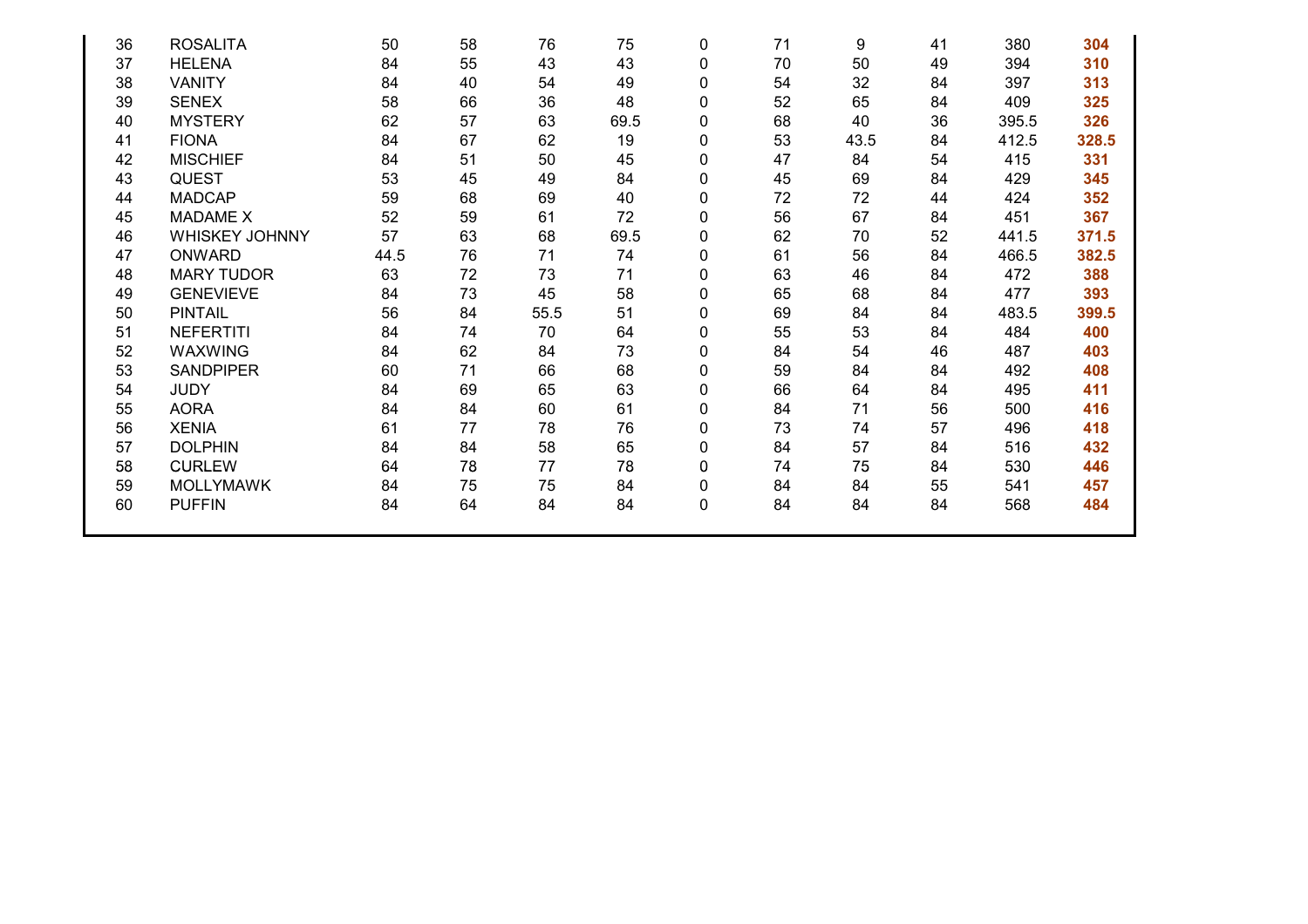| | | | | | | | | | | | |
|---|---|---|---|---|---|---|---|---|---|---|---|
| 36 | ROSALITA | 50 | 58 | 76 | 75 | 0 | 71 | 9 | 41 | 380 | **304** |
| 37 | HELENA | 84 | 55 | 43 | 43 | 0 | 70 | 50 | 49 | 394 | **310** |
| 38 | VANITY | 84 | 40 | 54 | 49 | 0 | 54 | 32 | 84 | 397 | **313** |
| 39 | SENEX | 58 | 66 | 36 | 48 | 0 | 52 | 65 | 84 | 409 | **325** |
| 40 | MYSTERY | 62 | 57 | 63 | 69.5 | 0 | 68 | 40 | 36 | 395.5 | **326** |
| 41 | FIONA | 84 | 67 | 62 | 19 | 0 | 53 | 43.5 | 84 | 412.5 | **328.5** |
| 42 | MISCHIEF | 84 | 51 | 50 | 45 | 0 | 47 | 84 | 54 | 415 | **331** |
| 43 | QUEST | 53 | 45 | 49 | 84 | 0 | 45 | 69 | 84 | 429 | **345** |
| 44 | MADCAP | 59 | 68 | 69 | 40 | 0 | 72 | 72 | 44 | 424 | **352** |
| 45 | MADAME X | 52 | 59 | 61 | 72 | 0 | 56 | 67 | 84 | 451 | **367** |
| 46 | WHISKEY JOHNNY | 57 | 63 | 68 | 69.5 | 0 | 62 | 70 | 52 | 441.5 | **371.5** |
| 47 | ONWARD | 44.5 | 76 | 71 | 74 | 0 | 61 | 56 | 84 | 466.5 | **382.5** |
| 48 | MARY TUDOR | 63 | 72 | 73 | 71 | 0 | 63 | 46 | 84 | 472 | **388** |
| 49 | GENEVIEVE | 84 | 73 | 45 | 58 | 0 | 65 | 68 | 84 | 477 | **393** |
| 50 | PINTAIL | 56 | 84 | 55.5 | 51 | 0 | 69 | 84 | 84 | 483.5 | **399.5** |
| 51 | NEFERTITI | 84 | 74 | 70 | 64 | 0 | 55 | 53 | 84 | 484 | **400** |
| 52 | WAXWING | 84 | 62 | 84 | 73 | 0 | 84 | 54 | 46 | 487 | **403** |
| 53 | SANDPIPER | 60 | 71 | 66 | 68 | 0 | 59 | 84 | 84 | 492 | **408** |
| 54 | JUDY | 84 | 69 | 65 | 63 | 0 | 66 | 64 | 84 | 495 | **411** |
| 55 | AORA | 84 | 84 | 60 | 61 | 0 | 84 | 71 | 56 | 500 | **416** |
| 56 | XENIA | 61 | 77 | 78 | 76 | 0 | 73 | 74 | 57 | 496 | **418** |
| 57 | DOLPHIN | 84 | 84 | 58 | 65 | 0 | 84 | 57 | 84 | 516 | **432** |
| 58 | CURLEW | 64 | 78 | 77 | 78 | 0 | 74 | 75 | 84 | 530 | **446** |
| 59 | MOLLYMAWK | 84 | 75 | 75 | 84 | 0 | 84 | 84 | 55 | 541 | **457** |
| 60 | PUFFIN | 84 | 64 | 84 | 84 | 0 | 84 | 84 | 84 | 568 | **484** |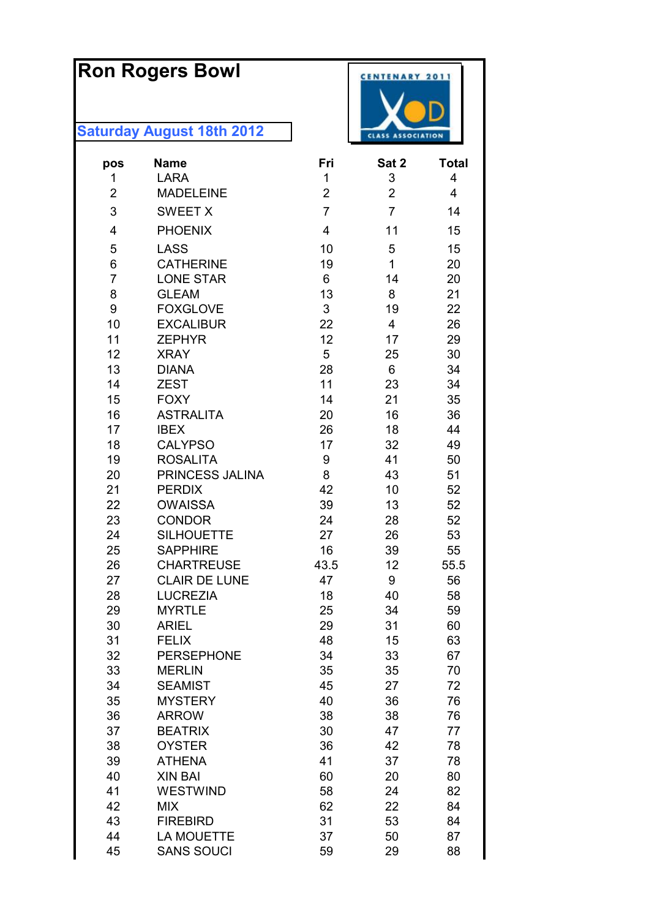# Ron Rogers Bowl

## Saturday August 18th 2012

| pos | Name | Fri | Sat 2 | Total |
|---|---|---|---|---|
| 1 | LARA | 1 | 3 | 4 |
| 2 | MADELEINE | 2 | 2 | 4 |
| 3 | SWEET X | 7 | 7 | 14 |
| 4 | PHOENIX | 4 | 11 | 15 |
| 5 | LASS | 10 | 5 | 15 |
| 6 | CATHERINE | 19 | 1 | 20 |
| 7 | LONE STAR | 6 | 14 | 20 |
| 8 | GLEAM | 13 | 8 | 21 |
| 9 | FOXGLOVE | 3 | 19 | 22 |
| 10 | EXCALIBUR | 22 | 4 | 26 |
| 11 | ZEPHYR | 12 | 17 | 29 |
| 12 | XRAY | 5 | 25 | 30 |
| 13 | DIANA | 28 | 6 | 34 |
| 14 | ZEST | 11 | 23 | 34 |
| 15 | FOXY | 14 | 21 | 35 |
| 16 | ASTRALITA | 20 | 16 | 36 |
| 17 | IBEX | 26 | 18 | 44 |
| 18 | CALYPSO | 17 | 32 | 49 |
| 19 | ROSALITA | 9 | 41 | 50 |
| 20 | PRINCESS JALINA | 8 | 43 | 51 |
| 21 | PERDIX | 42 | 10 | 52 |
| 22 | OWAISSA | 39 | 13 | 52 |
| 23 | CONDOR | 24 | 28 | 52 |
| 24 | SILHOUETTE | 27 | 26 | 53 |
| 25 | SAPPHIRE | 16 | 39 | 55 |
| 26 | CHARTREUSE | 43.5 | 12 | 55.5 |
| 27 | CLAIR DE LUNE | 47 | 9 | 56 |
| 28 | LUCREZIA | 18 | 40 | 58 |
| 29 | MYRTLE | 25 | 34 | 59 |
| 30 | ARIEL | 29 | 31 | 60 |
| 31 | FELIX | 48 | 15 | 63 |
| 32 | PERSEPHONE | 34 | 33 | 67 |
| 33 | MERLIN | 35 | 35 | 70 |
| 34 | SEAMIST | 45 | 27 | 72 |
| 35 | MYSTERY | 40 | 36 | 76 |
| 36 | ARROW | 38 | 38 | 76 |
| 37 | BEATRIX | 30 | 47 | 77 |
| 38 | OYSTER | 36 | 42 | 78 |
| 39 | ATHENA | 41 | 37 | 78 |
| 40 | XIN BAI | 60 | 20 | 80 |
| 41 | WESTWIND | 58 | 24 | 82 |
| 42 | MIX | 62 | 22 | 84 |
| 43 | FIREBIRD | 31 | 53 | 84 |
| 44 | LA MOUETTE | 37 | 50 | 87 |
| 45 | SANS SOUCI | 59 | 29 | 88 |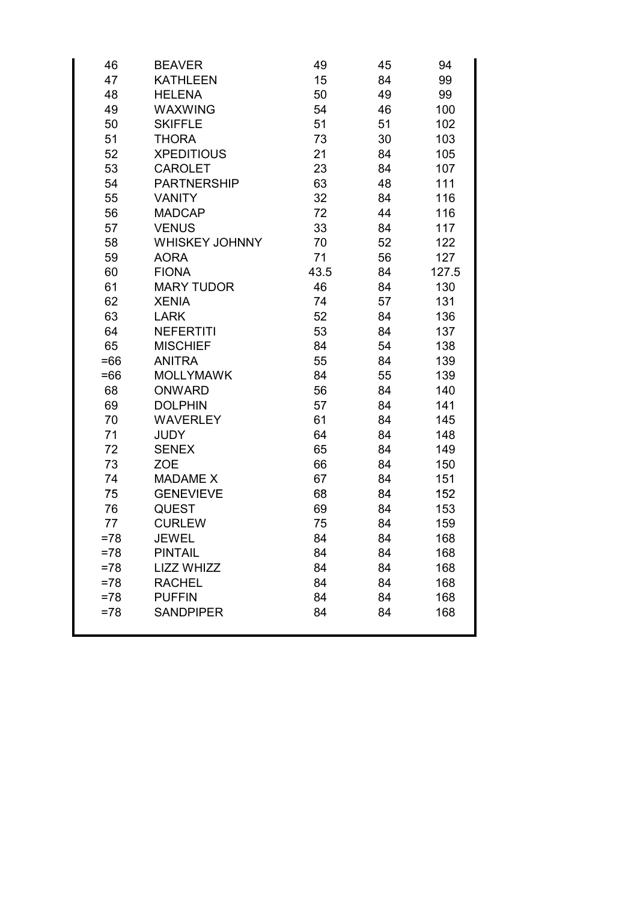| | | | | |
|---|---|---|---|---|
| 46 | BEAVER | 49 | 45 | 94 |
| 47 | KATHLEEN | 15 | 84 | 99 |
| 48 | HELENA | 50 | 49 | 99 |
| 49 | WAXWING | 54 | 46 | 100 |
| 50 | SKIFFLE | 51 | 51 | 102 |
| 51 | THORA | 73 | 30 | 103 |
| 52 | XPEDITIOUS | 21 | 84 | 105 |
| 53 | CAROLET | 23 | 84 | 107 |
| 54 | PARTNERSHIP | 63 | 48 | 111 |
| 55 | VANITY | 32 | 84 | 116 |
| 56 | MADCAP | 72 | 44 | 116 |
| 57 | VENUS | 33 | 84 | 117 |
| 58 | WHISKEY JOHNNY | 70 | 52 | 122 |
| 59 | AORA | 71 | 56 | 127 |
| 60 | FIONA | 43.5 | 84 | 127.5 |
| 61 | MARY TUDOR | 46 | 84 | 130 |
| 62 | XENIA | 74 | 57 | 131 |
| 63 | LARK | 52 | 84 | 136 |
| 64 | NEFERTITI | 53 | 84 | 137 |
| 65 | MISCHIEF | 84 | 54 | 138 |
| =66 | ANITRA | 55 | 84 | 139 |
| =66 | MOLLYMAWK | 84 | 55 | 139 |
| 68 | ONWARD | 56 | 84 | 140 |
| 69 | DOLPHIN | 57 | 84 | 141 |
| 70 | WAVERLEY | 61 | 84 | 145 |
| 71 | JUDY | 64 | 84 | 148 |
| 72 | SENEX | 65 | 84 | 149 |
| 73 | ZOE | 66 | 84 | 150 |
| 74 | MADAME X | 67 | 84 | 151 |
| 75 | GENEVIEVE | 68 | 84 | 152 |
| 76 | QUEST | 69 | 84 | 153 |
| 77 | CURLEW | 75 | 84 | 159 |
| =78 | JEWEL | 84 | 84 | 168 |
| =78 | PINTAIL | 84 | 84 | 168 |
| =78 | LIZZ WHIZZ | 84 | 84 | 168 |
| =78 | RACHEL | 84 | 84 | 168 |
| =78 | PUFFIN | 84 | 84 | 168 |
| =78 | SANDPIPER | 84 | 84 | 168 |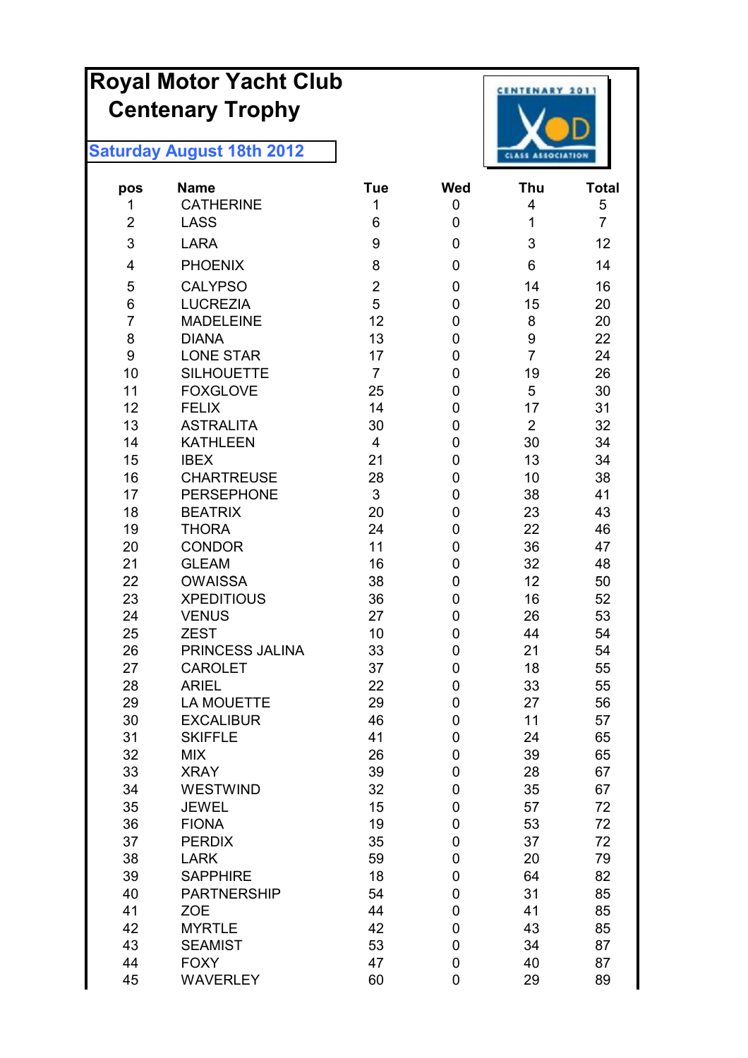# Royal Motor Yacht Club
## Centenary Trophy

**Saturday August 18th 2012**

| pos | Name | Tue | Wed | Thu | Total |
|---|---|---|---|---|---|
| 1 | CATHERINE | 1 | 0 | 4 | 5 |
| 2 | LASS | 6 | 0 | 1 | 7 |
| 3 | LARA | 9 | 0 | 3 | 12 |
| 4 | PHOENIX | 8 | 0 | 6 | 14 |
| 5 | CALYPSO | 2 | 0 | 14 | 16 |
| 6 | LUCREZIA | 5 | 0 | 15 | 20 |
| 7 | MADELEINE | 12 | 0 | 8 | 20 |
| 8 | DIANA | 13 | 0 | 9 | 22 |
| 9 | LONE STAR | 17 | 0 | 7 | 24 |
| 10 | SILHOUETTE | 7 | 0 | 19 | 26 |
| 11 | FOXGLOVE | 25 | 0 | 5 | 30 |
| 12 | FELIX | 14 | 0 | 17 | 31 |
| 13 | ASTRALITA | 30 | 0 | 2 | 32 |
| 14 | KATHLEEN | 4 | 0 | 30 | 34 |
| 15 | IBEX | 21 | 0 | 13 | 34 |
| 16 | CHARTREUSE | 28 | 0 | 10 | 38 |
| 17 | PERSEPHONE | 3 | 0 | 38 | 41 |
| 18 | BEATRIX | 20 | 0 | 23 | 43 |
| 19 | THORA | 24 | 0 | 22 | 46 |
| 20 | CONDOR | 11 | 0 | 36 | 47 |
| 21 | GLEAM | 16 | 0 | 32 | 48 |
| 22 | OWAISSA | 38 | 0 | 12 | 50 |
| 23 | XPEDITIOUS | 36 | 0 | 16 | 52 |
| 24 | VENUS | 27 | 0 | 26 | 53 |
| 25 | ZEST | 10 | 0 | 44 | 54 |
| 26 | PRINCESS JALINA | 33 | 0 | 21 | 54 |
| 27 | CAROLET | 37 | 0 | 18 | 55 |
| 28 | ARIEL | 22 | 0 | 33 | 55 |
| 29 | LA MOUETTE | 29 | 0 | 27 | 56 |
| 30 | EXCALIBUR | 46 | 0 | 11 | 57 |
| 31 | SKIFFLE | 41 | 0 | 24 | 65 |
| 32 | MIX | 26 | 0 | 39 | 65 |
| 33 | XRAY | 39 | 0 | 28 | 67 |
| 34 | WESTWIND | 32 | 0 | 35 | 67 |
| 35 | JEWEL | 15 | 0 | 57 | 72 |
| 36 | FIONA | 19 | 0 | 53 | 72 |
| 37 | PERDIX | 35 | 0 | 37 | 72 |
| 38 | LARK | 59 | 0 | 20 | 79 |
| 39 | SAPPHIRE | 18 | 0 | 64 | 82 |
| 40 | PARTNERSHIP | 54 | 0 | 31 | 85 |
| 41 | ZOE | 44 | 0 | 41 | 85 |
| 42 | MYRTLE | 42 | 0 | 43 | 85 |
| 43 | SEAMIST | 53 | 0 | 34 | 87 |
| 44 | FOXY | 47 | 0 | 40 | 87 |
| 45 | WAVERLEY | 60 | 0 | 29 | 89 |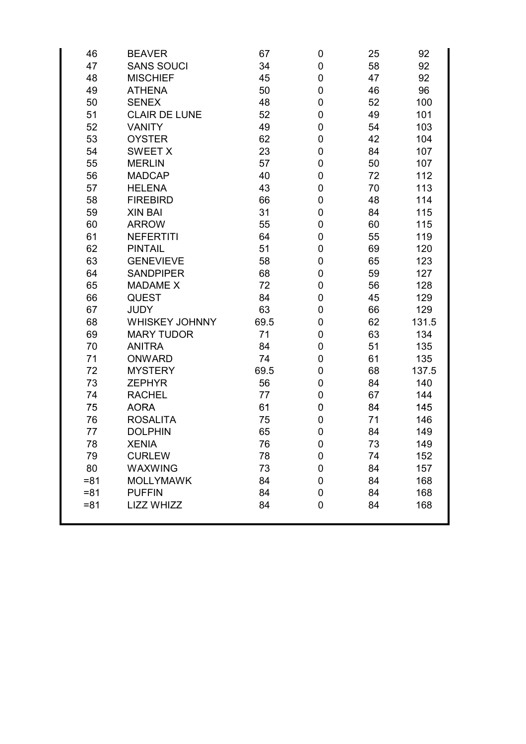| | | | | | |
|---|---|---|---|---|---|
| 46 | BEAVER | 67 | 0 | 25 | 92 |
| 47 | SANS SOUCI | 34 | 0 | 58 | 92 |
| 48 | MISCHIEF | 45 | 0 | 47 | 92 |
| 49 | ATHENA | 50 | 0 | 46 | 96 |
| 50 | SENEX | 48 | 0 | 52 | 100 |
| 51 | CLAIR DE LUNE | 52 | 0 | 49 | 101 |
| 52 | VANITY | 49 | 0 | 54 | 103 |
| 53 | OYSTER | 62 | 0 | 42 | 104 |
| 54 | SWEET X | 23 | 0 | 84 | 107 |
| 55 | MERLIN | 57 | 0 | 50 | 107 |
| 56 | MADCAP | 40 | 0 | 72 | 112 |
| 57 | HELENA | 43 | 0 | 70 | 113 |
| 58 | FIREBIRD | 66 | 0 | 48 | 114 |
| 59 | XIN BAI | 31 | 0 | 84 | 115 |
| 60 | ARROW | 55 | 0 | 60 | 115 |
| 61 | NEFERTITI | 64 | 0 | 55 | 119 |
| 62 | PINTAIL | 51 | 0 | 69 | 120 |
| 63 | GENEVIEVE | 58 | 0 | 65 | 123 |
| 64 | SANDPIPER | 68 | 0 | 59 | 127 |
| 65 | MADAME X | 72 | 0 | 56 | 128 |
| 66 | QUEST | 84 | 0 | 45 | 129 |
| 67 | JUDY | 63 | 0 | 66 | 129 |
| 68 | WHISKEY JOHNNY | 69.5 | 0 | 62 | 131.5 |
| 69 | MARY TUDOR | 71 | 0 | 63 | 134 |
| 70 | ANITRA | 84 | 0 | 51 | 135 |
| 71 | ONWARD | 74 | 0 | 61 | 135 |
| 72 | MYSTERY | 69.5 | 0 | 68 | 137.5 |
| 73 | ZEPHYR | 56 | 0 | 84 | 140 |
| 74 | RACHEL | 77 | 0 | 67 | 144 |
| 75 | AORA | 61 | 0 | 84 | 145 |
| 76 | ROSALITA | 75 | 0 | 71 | 146 |
| 77 | DOLPHIN | 65 | 0 | 84 | 149 |
| 78 | XENIA | 76 | 0 | 73 | 149 |
| 79 | CURLEW | 78 | 0 | 74 | 152 |
| 80 | WAXWING | 73 | 0 | 84 | 157 |
| =81 | MOLLYMAWK | 84 | 0 | 84 | 168 |
| =81 | PUFFIN | 84 | 0 | 84 | 168 |
| =81 | LIZZ WHIZZ | 84 | 0 | 84 | 168 |